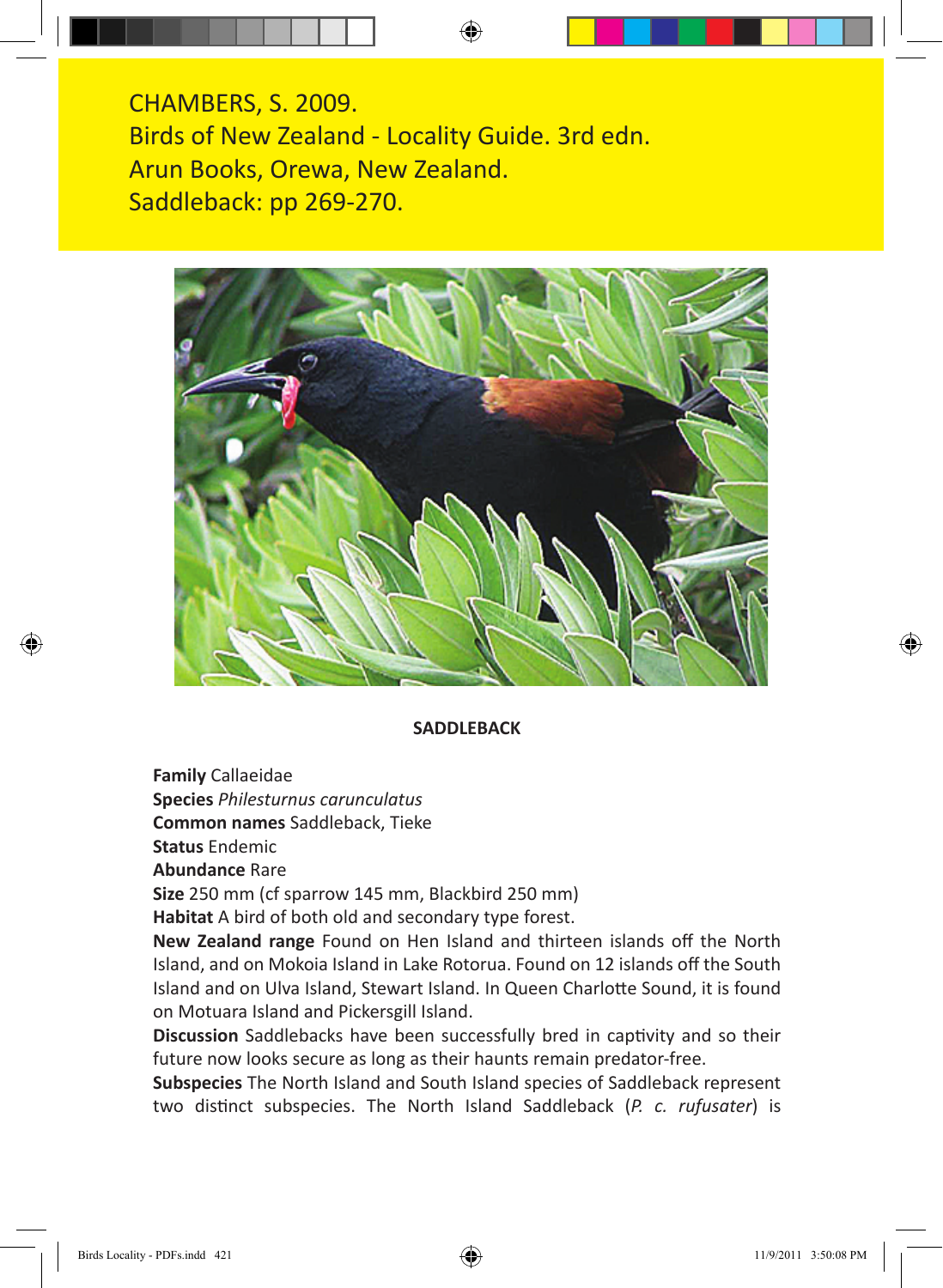CHAMBERS, S. 2009.
Birds of New Zealand - Locality Guide. 3rd edn.
Arun Books, Orewa, New Zealand.
Saddleback: pp 269-270.

## SADDLEBACK

**Family** Callaeidae
**Species** *Philesturnus carunculatus*
**Common names** Saddleback, Tieke
**Status** Endemic
**Abundance** Rare
**Size** 250 mm (cf sparrow 145 mm, Blackbird 250 mm)
**Habitat** A bird of both old and secondary type forest.
**New Zealand range** Found on Hen Island and thirteen islands off the North Island, and on Mokoia Island in Lake Rotorua. Found on 12 islands off the South Island and on Ulva Island, Stewart Island. In Queen Charlotte Sound, it is found on Motuara Island and Pickersgill Island.
**Discussion** Saddlebacks have been successfully bred in captivity and so their future now looks secure as long as their haunts remain predator-free.
**Subspecies** The North Island and South Island species of Saddleback represent two distinct subspecies. The North Island Saddleback (*P. c. rufusater*) is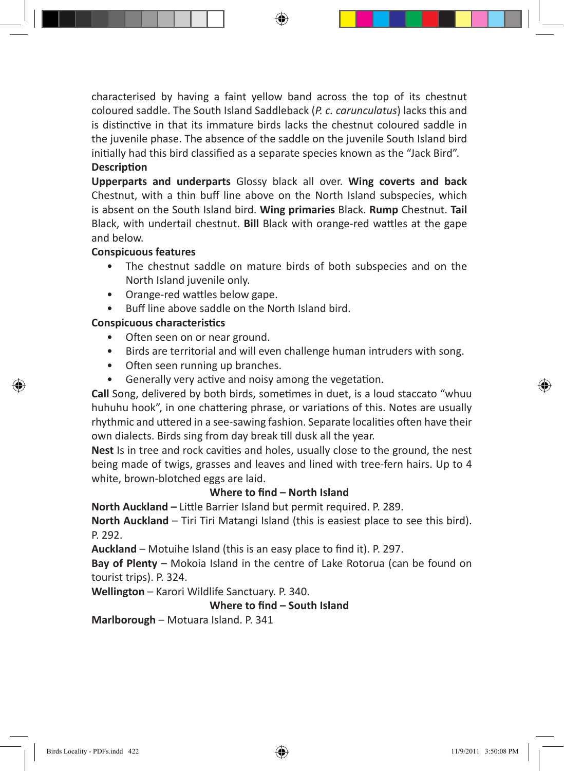characterised by having a faint yellow band across the top of its chestnut coloured saddle. The South Island Saddleback (*P. c. carunculatus*) lacks this and is distinctive in that its immature birds lacks the chestnut coloured saddle in the juvenile phase. The absence of the saddle on the juvenile South Island bird initially had this bird classified as a separate species known as the "Jack Bird".

**Description**

**Upperparts and underparts** Glossy black all over. **Wing coverts and back** Chestnut, with a thin buff line above on the North Island subspecies, which is absent on the South Island bird. **Wing primaries** Black. **Rump** Chestnut. **Tail** Black, with undertail chestnut. **Bill** Black with orange-red wattles at the gape and below.

**Conspicuous features**

- The chestnut saddle on mature birds of both subspecies and on the North Island juvenile only.
- Orange-red wattles below gape.
- Buff line above saddle on the North Island bird.

**Conspicuous characteristics**

- Often seen on or near ground.
- Birds are territorial and will even challenge human intruders with song.
- Often seen running up branches.
- Generally very active and noisy among the vegetation.

**Call** Song, delivered by both birds, sometimes in duet, is a loud staccato "whuu huhuhu hook", in one chattering phrase, or variations of this. Notes are usually rhythmic and uttered in a see-sawing fashion. Separate localities often have their own dialects. Birds sing from day break till dusk all the year.

**Nest** Is in tree and rock cavities and holes, usually close to the ground, the nest being made of twigs, grasses and leaves and lined with tree-fern hairs. Up to 4 white, brown-blotched eggs are laid.

**Where to find – North Island**

**North Auckland –** Little Barrier Island but permit required. P. 289.

**North Auckland** – Tiri Tiri Matangi Island (this is easiest place to see this bird). P. 292.

**Auckland** – Motuihe Island (this is an easy place to find it). P. 297.

**Bay of Plenty** – Mokoia Island in the centre of Lake Rotorua (can be found on tourist trips). P. 324.

**Wellington** – Karori Wildlife Sanctuary. P. 340.

**Where to find – South Island**

**Marlborough** – Motuara Island. P. 341